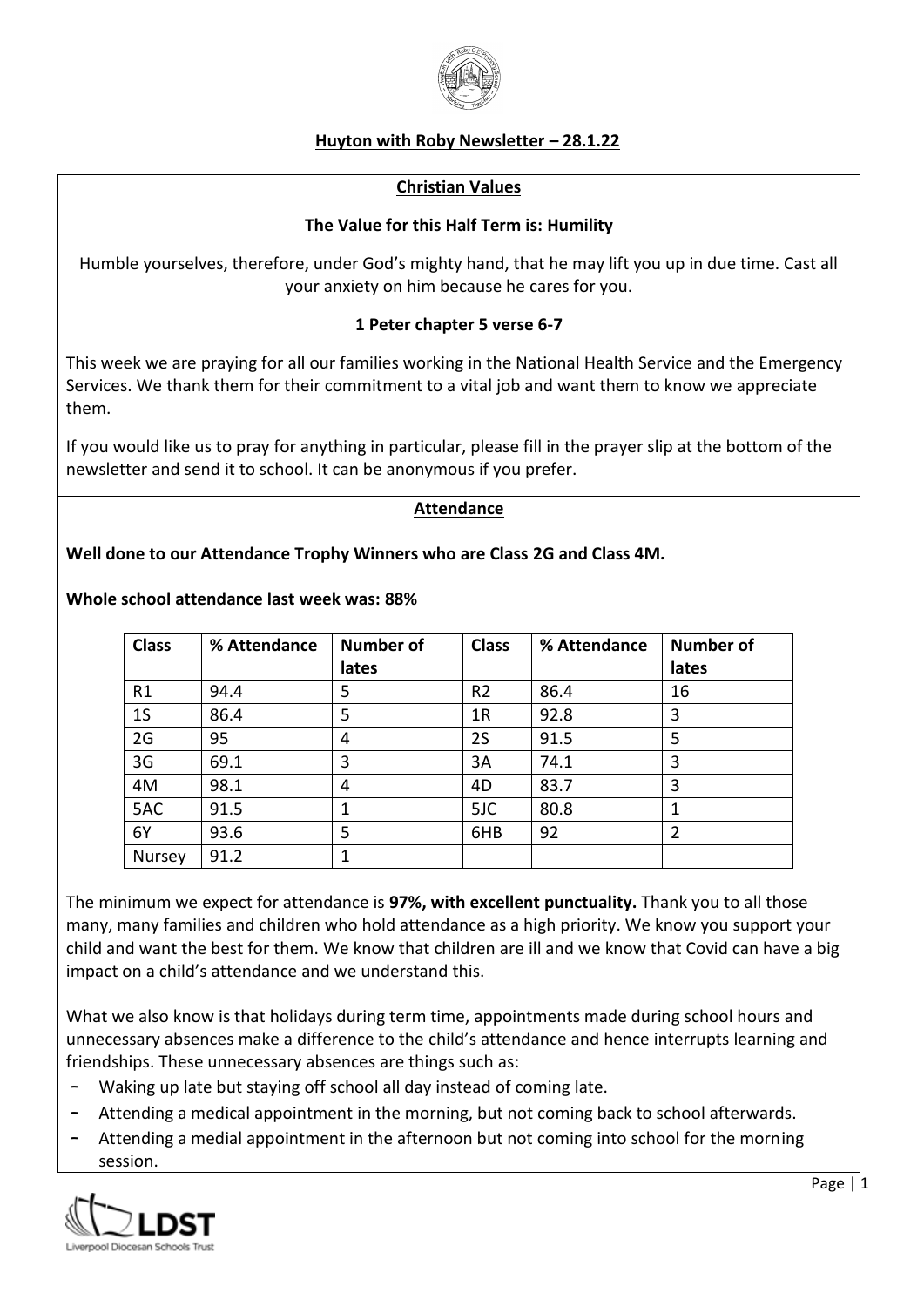# Huyton with Roby Newsletter – 28.1.22

## Christian Values

**The Value for this Half Term is: Humility**

Humble yourselves, therefore, under God's mighty hand, that he may lift you up in due time. Cast all your anxiety on him because he cares for you.

**1 Peter chapter 5 verse 6-7**

This week we are praying for all our families working in the National Health Service and the Emergency Services. We thank them for their commitment to a vital job and want them to know we appreciate them.

If you would like us to pray for anything in particular, please fill in the prayer slip at the bottom of the newsletter and send it to school. It can be anonymous if you prefer.

## Attendance

**Well done to our Attendance Trophy Winners who are Class 2G and Class 4M.**

**Whole school attendance last week was: 88%**

| Class | % Attendance | Number of lates | Class | % Attendance | Number of lates |
|---|---|---|---|---|---|
| R1 | 94.4 | 5 | R2 | 86.4 | 16 |
| 1S | 86.4 | 5 | 1R | 92.8 | 3 |
| 2G | 95 | 4 | 2S | 91.5 | 5 |
| 3G | 69.1 | 3 | 3A | 74.1 | 3 |
| 4M | 98.1 | 4 | 4D | 83.7 | 3 |
| 5AC | 91.5 | 1 | 5JC | 80.8 | 1 |
| 6Y | 93.6 | 5 | 6HB | 92 | 2 |
| Nursey | 91.2 | 1 | | | |

The minimum we expect for attendance is **97%, with excellent punctuality.** Thank you to all those many, many families and children who hold attendance as a high priority. We know you support your child and want the best for them. We know that children are ill and we know that Covid can have a big impact on a child's attendance and we understand this.

What we also know is that holidays during term time, appointments made during school hours and unnecessary absences make a difference to the child's attendance and hence interrupts learning and friendships. These unnecessary absences are things such as:

- Waking up late but staying off school all day instead of coming late.
- Attending a medical appointment in the morning, but not coming back to school afterwards.
- Attending a medial appointment in the afternoon but not coming into school for the morning session.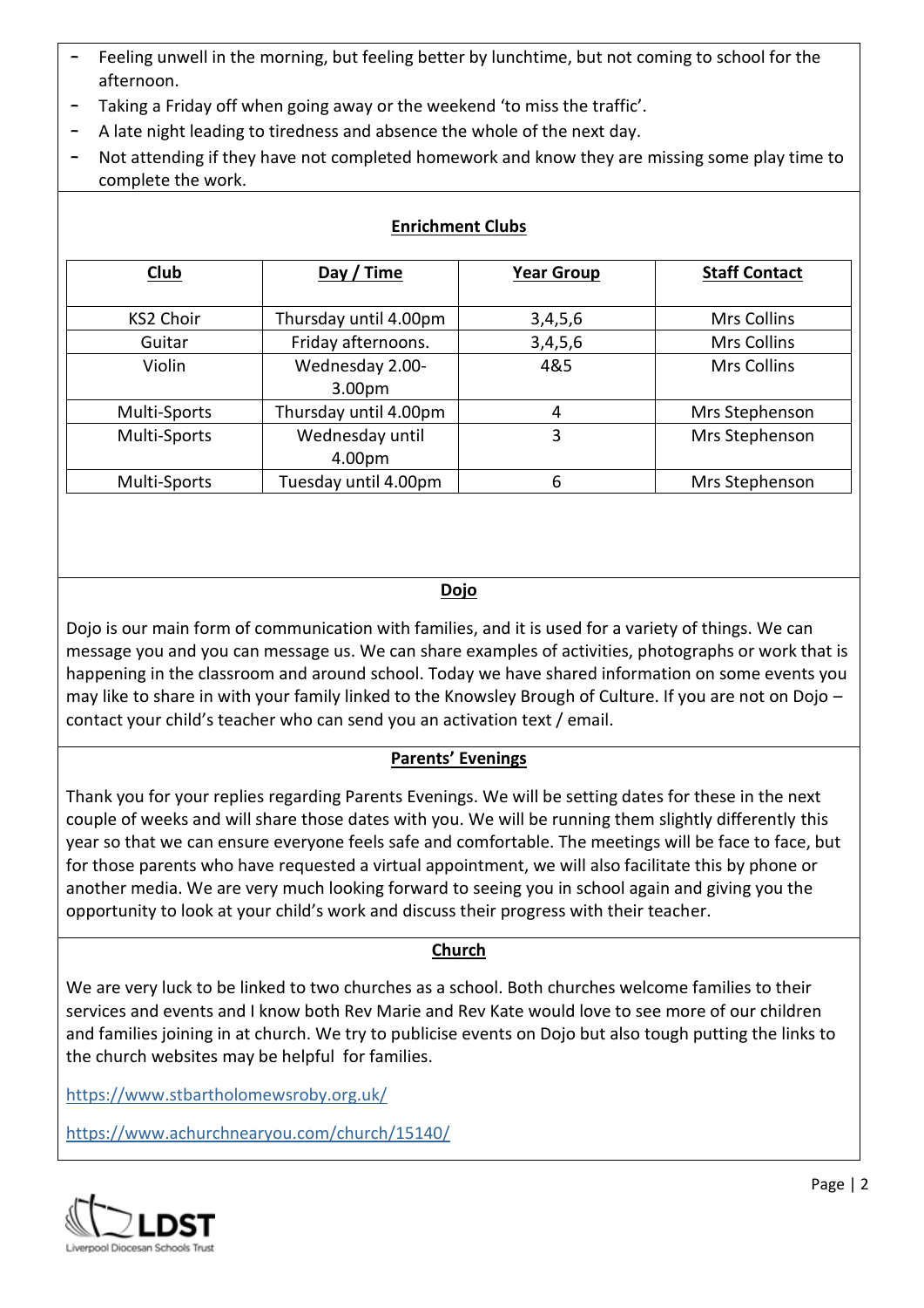- Feeling unwell in the morning, but feeling better by lunchtime, but not coming to school for the afternoon.
- Taking a Friday off when going away or the weekend 'to miss the traffic'.
- A late night leading to tiredness and absence the whole of the next day.
- Not attending if they have not completed homework and know they are missing some play time to complete the work.

## Enrichment Clubs

| Club | Day / Time | Year Group | Staff Contact |
|---|---|---|---|
| KS2 Choir | Thursday until 4.00pm | 3,4,5,6 | Mrs Collins |
| Guitar | Friday afternoons. | 3,4,5,6 | Mrs Collins |
| Violin | Wednesday 2.00-3.00pm | 4&5 | Mrs Collins |
| Multi-Sports | Thursday until 4.00pm | 4 | Mrs Stephenson |
| Multi-Sports | Wednesday until 4.00pm | 3 | Mrs Stephenson |
| Multi-Sports | Tuesday until 4.00pm | 6 | Mrs Stephenson |

## Dojo

Dojo is our main form of communication with families, and it is used for a variety of things. We can message you and you can message us. We can share examples of activities, photographs or work that is happening in the classroom and around school. Today we have shared information on some events you may like to share in with your family linked to the Knowsley Brough of Culture. If you are not on Dojo – contact your child's teacher who can send you an activation text / email.

## Parents' Evenings

Thank you for your replies regarding Parents Evenings. We will be setting dates for these in the next couple of weeks and will share those dates with you. We will be running them slightly differently this year so that we can ensure everyone feels safe and comfortable. The meetings will be face to face, but for those parents who have requested a virtual appointment, we will also facilitate this by phone or another media. We are very much looking forward to seeing you in school again and giving you the opportunity to look at your child's work and discuss their progress with their teacher.

## Church

We are very luck to be linked to two churches as a school. Both churches welcome families to their services and events and I know both Rev Marie and Rev Kate would love to see more of our children and families joining in at church. We try to publicise events on Dojo but also tough putting the links to the church websites may be helpful for families.

https://www.stbartholomewsroby.org.uk/

https://www.achurchnearyou.com/church/15140/

LDST Liverpool Diocesan Schools Trust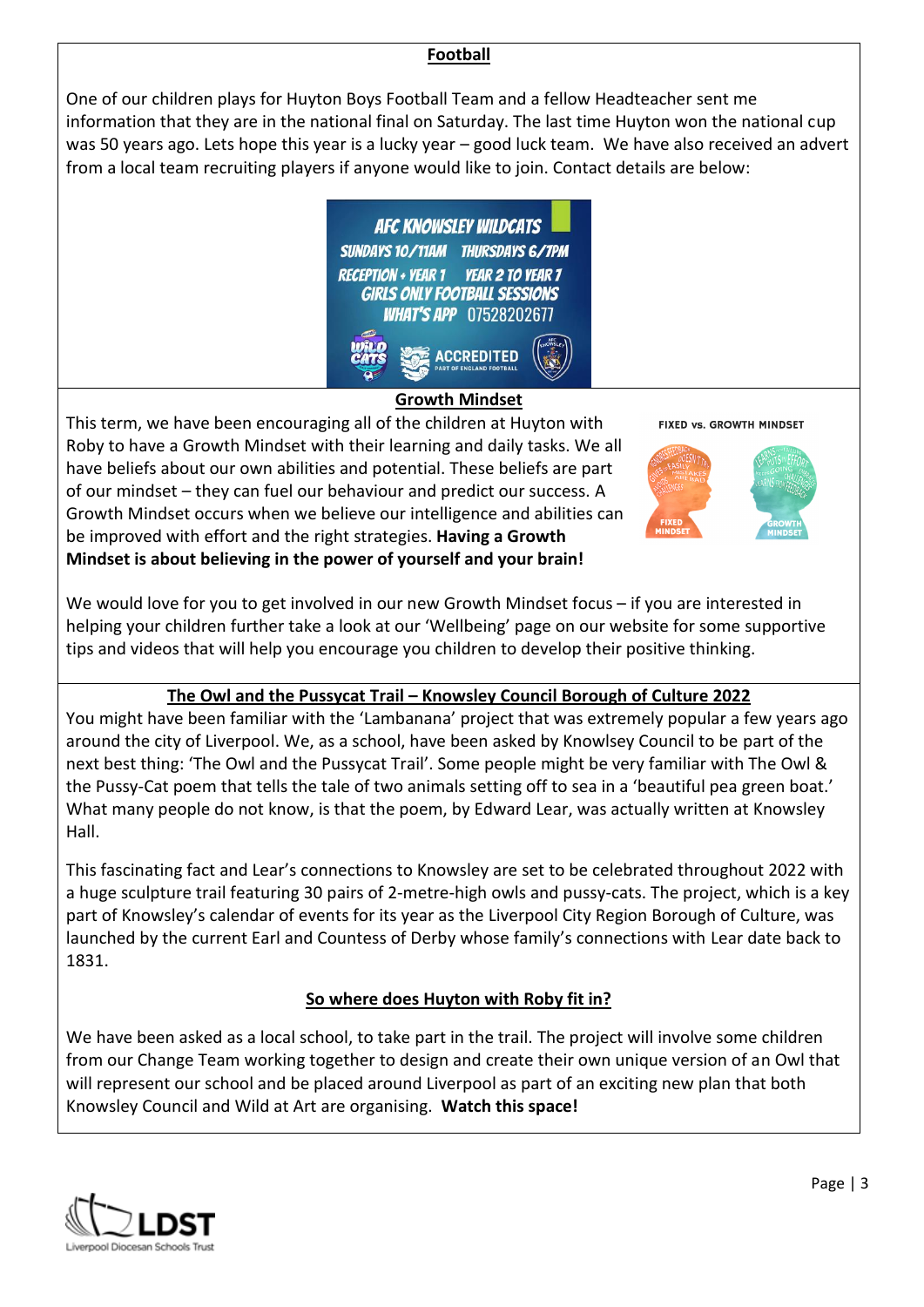## Football

One of our children plays for Huyton Boys Football Team and a fellow Headteacher sent me information that they are in the national final on Saturday. The last time Huyton won the national cup was 50 years ago. Lets hope this year is a lucky year – good luck team. We have also received an advert from a local team recruiting players if anyone would like to join. Contact details are below:

AFC KNOWSLEY WILDCATS
SUNDAYS 10/11AM THURSDAYS 6/7PM
RECEPTION + YEAR 1 YEAR 2 TO YEAR 7
GIRLS ONLY FOOTBALL SESSIONS
WHAT'S APP 07528202677

## Growth Mindset

This term, we have been encouraging all of the children at Huyton with Roby to have a Growth Mindset with their learning and daily tasks. We all have beliefs about our own abilities and potential. These beliefs are part of our mindset – they can fuel our behaviour and predict our success. A Growth Mindset occurs when we believe our intelligence and abilities can be improved with effort and the right strategies. **Having a Growth Mindset is about believing in the power of yourself and your brain!**

We would love for you to get involved in our new Growth Mindset focus – if you are interested in helping your children further take a look at our 'Wellbeing' page on our website for some supportive tips and videos that will help you encourage you children to develop their positive thinking.

## The Owl and the Pussycat Trail – Knowsley Council Borough of Culture 2022

You might have been familiar with the 'Lambanana' project that was extremely popular a few years ago around the city of Liverpool. We, as a school, have been asked by Knowlsey Council to be part of the next best thing: 'The Owl and the Pussycat Trail'. Some people might be very familiar with The Owl & the Pussy-Cat poem that tells the tale of two animals setting off to sea in a 'beautiful pea green boat.' What many people do not know, is that the poem, by Edward Lear, was actually written at Knowsley Hall.

This fascinating fact and Lear's connections to Knowsley are set to be celebrated throughout 2022 with a huge sculpture trail featuring 30 pairs of 2-metre-high owls and pussy-cats. The project, which is a key part of Knowsley's calendar of events for its year as the Liverpool City Region Borough of Culture, was launched by the current Earl and Countess of Derby whose family's connections with Lear date back to 1831.

### So where does Huyton with Roby fit in?

We have been asked as a local school, to take part in the trail. The project will involve some children from our Change Team working together to design and create their own unique version of an Owl that will represent our school and be placed around Liverpool as part of an exciting new plan that both Knowsley Council and Wild at Art are organising. **Watch this space!**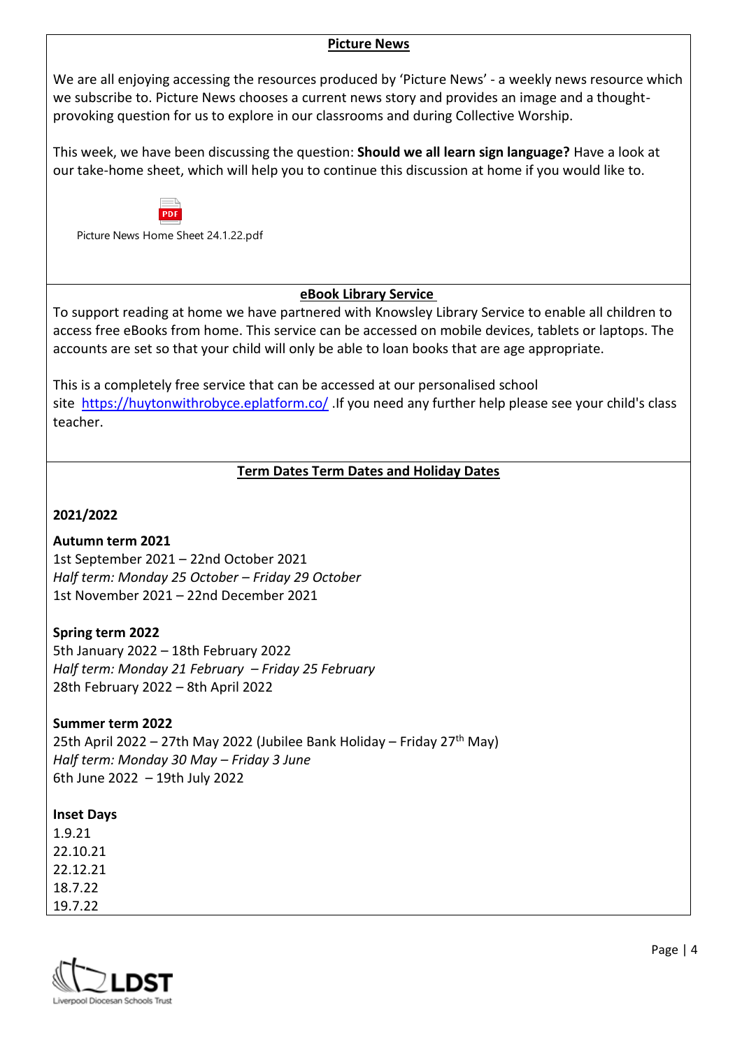## Picture News

We are all enjoying accessing the resources produced by 'Picture News' - a weekly news resource which we subscribe to. Picture News chooses a current news story and provides an image and a thought-provoking question for us to explore in our classrooms and during Collective Worship.

This week, we have been discussing the question: **Should we all learn sign language?** Have a look at our take-home sheet, which will help you to continue this discussion at home if you would like to.

Picture News Home Sheet 24.1.22.pdf

## eBook Library Service

To support reading at home we have partnered with Knowsley Library Service to enable all children to access free eBooks from home. This service can be accessed on mobile devices, tablets or laptops. The accounts are set so that your child will only be able to loan books that are age appropriate.

This is a completely free service that can be accessed at our personalised school site https://huytonwithrobyce.eplatform.co/ .If you need any further help please see your child's class teacher.

## Term Dates Term Dates and Holiday Dates

**2021/2022**

**Autumn term 2021**
1st September 2021 – 22nd October 2021
*Half term: Monday 25 October – Friday 29 October*
1st November 2021 – 22nd December 2021

**Spring term 2022**
5th January 2022 – 18th February 2022
*Half term: Monday 21 February – Friday 25 February*
28th February 2022 – 8th April 2022

**Summer term 2022**
25th April 2022 – 27th May 2022 (Jubilee Bank Holiday – Friday 27th May)
*Half term: Monday 30 May – Friday 3 June*
6th June 2022 – 19th July 2022

**Inset Days**
1.9.21
22.10.21
22.12.21
18.7.22
19.7.22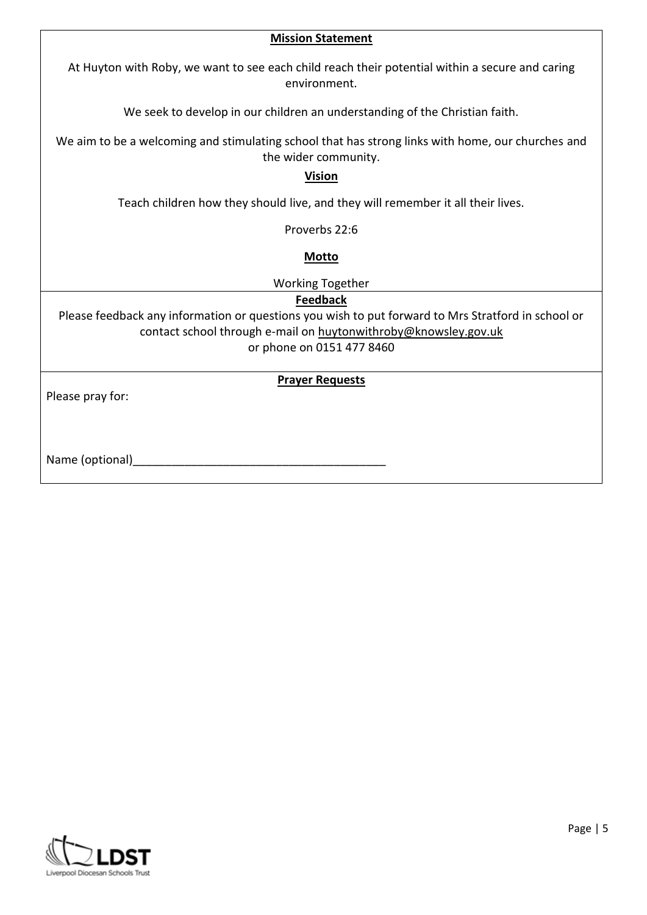**Mission Statement**

At Huyton with Roby, we want to see each child reach their potential within a secure and caring environment.

We seek to develop in our children an understanding of the Christian faith.

We aim to be a welcoming and stimulating school that has strong links with home, our churches and the wider community.

**Vision**

Teach children how they should live, and they will remember it all their lives.

Proverbs 22:6

**Motto**

Working Together

**Feedback**

Please feedback any information or questions you wish to put forward to Mrs Stratford in school or contact school through e-mail on huytonwithroby@knowsley.gov.uk
or phone on 0151 477 8460

**Prayer Requests**

Please pray for:

Name (optional)________________________________________